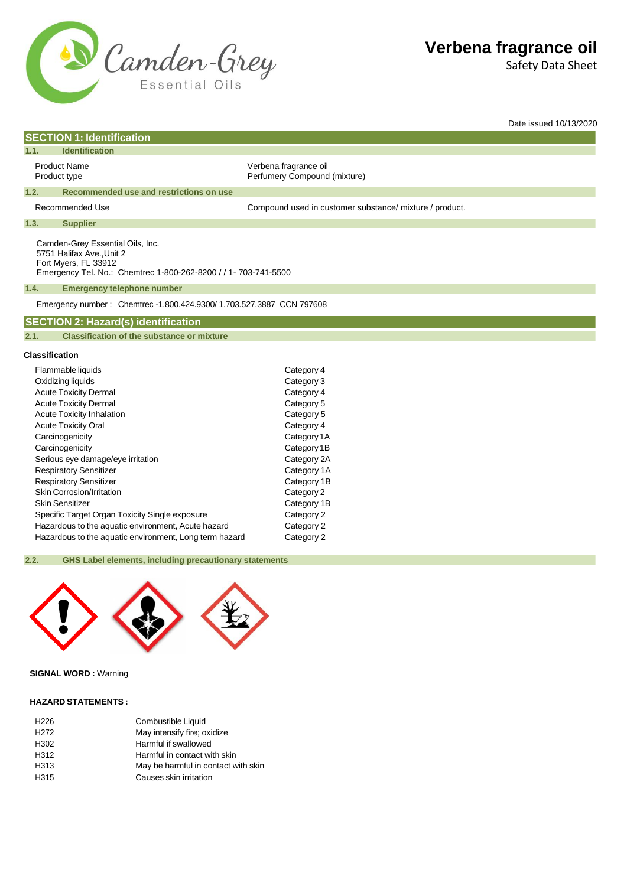# Verbena fragrance oil

Safety Data Sheet

Date issued 10/13/2020

## SECTION 1: Identification

### 1.1. Identification

| | |
|---|---|
| Product Name | Verbena fragrance oil |
| Product type | Perfumery Compound (mixture) |

### 1.2. Recommended use and restrictions on use

| | |
|---|---|
| Recommended Use | Compound used in customer substance/ mixture / product. |

### 1.3. Supplier

Camden-Grey Essential Oils, Inc.
5751 Halifax Ave.,Unit 2
Fort Myers, FL 33912
Emergency Tel. No.: Chemtrec 1-800-262-8200 / / 1- 703-741-5500

### 1.4. Emergency telephone number

Emergency number : Chemtrec -1.800.424.9300/ 1.703.527.3887 CCN 797608

## SECTION 2: Hazard(s) identification

### 2.1. Classification of the substance or mixture

**Classification**

| | |
|---|---|
| Flammable liquids | Category 4 |
| Oxidizing liquids | Category 3 |
| Acute Toxicity Dermal | Category 4 |
| Acute Toxicity Dermal | Category 5 |
| Acute Toxicity Inhalation | Category 5 |
| Acute Toxicity Oral | Category 4 |
| Carcinogenicity | Category 1A |
| Carcinogenicity | Category 1B |
| Serious eye damage/eye irritation | Category 2A |
| Respiratory Sensitizer | Category 1A |
| Respiratory Sensitizer | Category 1B |
| Skin Corrosion/Irritation | Category 2 |
| Skin Sensitizer | Category 1B |
| Specific Target Organ Toxicity Single exposure | Category 2 |
| Hazardous to the aquatic environment, Acute hazard | Category 2 |
| Hazardous to the aquatic environment, Long term hazard | Category 2 |

### 2.2. GHS Label elements, including precautionary statements

**SIGNAL WORD :** Warning

**HAZARD STATEMENTS :**

| | |
|---|---|
| H226 | Combustible Liquid |
| H272 | May intensify fire; oxidize |
| H302 | Harmful if swallowed |
| H312 | Harmful in contact with skin |
| H313 | May be harmful in contact with skin |
| H315 | Causes skin irritation |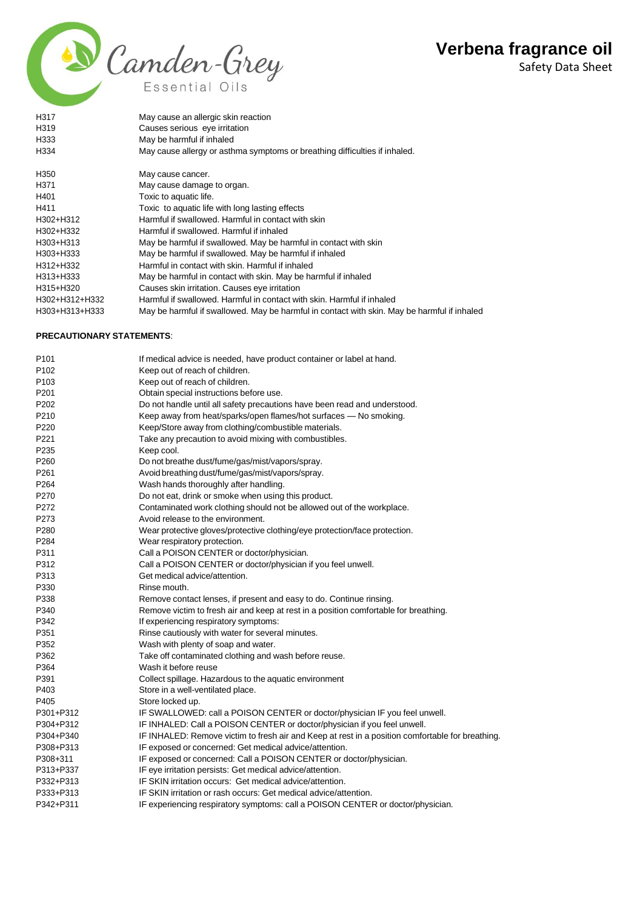| | |
|---|---|
| H317 | May cause an allergic skin reaction |
| H319 | Causes serious eye irritation |
| H333 | May be harmful if inhaled |
| H334 | May cause allergy or asthma symptoms or breathing difficulties if inhaled. |
| H350 | May cause cancer. |
| H371 | May cause damage to organ. |
| H401 | Toxic to aquatic life. |
| H411 | Toxic to aquatic life with long lasting effects |
| H302+H312 | Harmful if swallowed. Harmful in contact with skin |
| H302+H332 | Harmful if swallowed. Harmful if inhaled |
| H303+H313 | May be harmful if swallowed. May be harmful in contact with skin |
| H303+H333 | May be harmful if swallowed. May be harmful if inhaled |
| H312+H332 | Harmful in contact with skin. Harmful if inhaled |
| H313+H333 | May be harmful in contact with skin. May be harmful if inhaled |
| H315+H320 | Causes skin irritation. Causes eye irritation |
| H302+H312+H332 | Harmful if swallowed. Harmful in contact with skin. Harmful if inhaled |
| H303+H313+H333 | May be harmful if swallowed. May be harmful in contact with skin. May be harmful if inhaled |

**PRECAUTIONARY STATEMENTS**:

| | |
|---|---|
| P101 | If medical advice is needed, have product container or label at hand. |
| P102 | Keep out of reach of children. |
| P103 | Keep out of reach of children. |
| P201 | Obtain special instructions before use. |
| P202 | Do not handle until all safety precautions have been read and understood. |
| P210 | Keep away from heat/sparks/open flames/hot surfaces — No smoking. |
| P220 | Keep/Store away from clothing/combustible materials. |
| P221 | Take any precaution to avoid mixing with combustibles. |
| P235 | Keep cool. |
| P260 | Do not breathe dust/fume/gas/mist/vapors/spray. |
| P261 | Avoid breathing dust/fume/gas/mist/vapors/spray. |
| P264 | Wash hands thoroughly after handling. |
| P270 | Do not eat, drink or smoke when using this product. |
| P272 | Contaminated work clothing should not be allowed out of the workplace. |
| P273 | Avoid release to the environment. |
| P280 | Wear protective gloves/protective clothing/eye protection/face protection. |
| P284 | Wear respiratory protection. |
| P311 | Call a POISON CENTER or doctor/physician. |
| P312 | Call a POISON CENTER or doctor/physician if you feel unwell. |
| P313 | Get medical advice/attention. |
| P330 | Rinse mouth. |
| P338 | Remove contact lenses, if present and easy to do. Continue rinsing. |
| P340 | Remove victim to fresh air and keep at rest in a position comfortable for breathing. |
| P342 | If experiencing respiratory symptoms: |
| P351 | Rinse cautiously with water for several minutes. |
| P352 | Wash with plenty of soap and water. |
| P362 | Take off contaminated clothing and wash before reuse. |
| P364 | Wash it before reuse |
| P391 | Collect spillage. Hazardous to the aquatic environment |
| P403 | Store in a well-ventilated place. |
| P405 | Store locked up. |
| P301+P312 | IF SWALLOWED: call a POISON CENTER or doctor/physician IF you feel unwell. |
| P304+P312 | IF INHALED: Call a POISON CENTER or doctor/physician if you feel unwell. |
| P304+P340 | IF INHALED: Remove victim to fresh air and Keep at rest in a position comfortable for breathing. |
| P308+P313 | IF exposed or concerned: Get medical advice/attention. |
| P308+311 | IF exposed or concerned: Call a POISON CENTER or doctor/physician. |
| P313+P337 | IF eye irritation persists: Get medical advice/attention. |
| P332+P313 | IF SKIN irritation occurs: Get medical advice/attention. |
| P333+P313 | IF SKIN irritation or rash occurs: Get medical advice/attention. |
| P342+P311 | IF experiencing respiratory symptoms: call a POISON CENTER or doctor/physician. |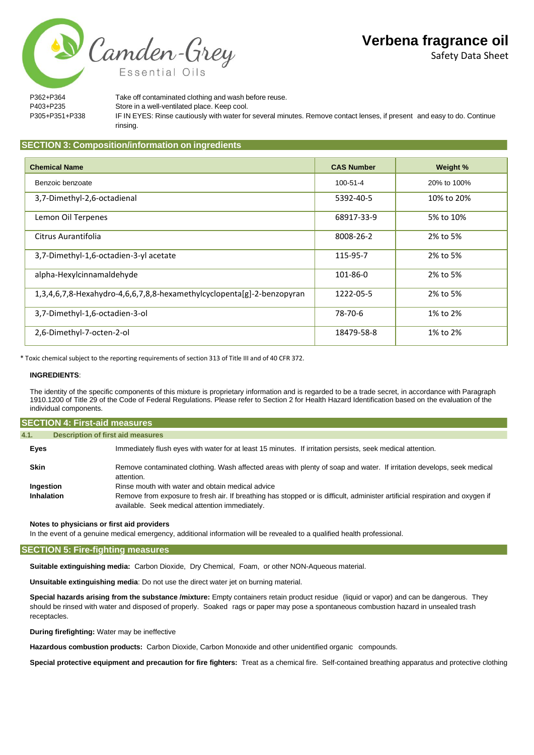| P362+P364 | Take off contaminated clothing and wash before reuse. |
|---|---|
| P403+P235 | Store in a well-ventilated place. Keep cool. |
| P305+P351+P338 | IF IN EYES: Rinse cautiously with water for several minutes. Remove contact lenses, if present and easy to do. Continue rinsing. |

## SECTION 3: Composition/information on ingredients

| Chemical Name | CAS Number | Weight % |
|---|---|---|
| Benzoic benzoate | 100-51-4 | 20% to 100% |
| 3,7-Dimethyl-2,6-octadienal | 5392-40-5 | 10% to 20% |
| Lemon Oil Terpenes | 68917-33-9 | 5% to 10% |
| Citrus Aurantifolia | 8008-26-2 | 2% to 5% |
| 3,7-Dimethyl-1,6-octadien-3-yl acetate | 115-95-7 | 2% to 5% |
| alpha-Hexylcinnamaldehyde | 101-86-0 | 2% to 5% |
| 1,3,4,6,7,8-Hexahydro-4,6,6,7,8,8-hexamethylcyclopenta[g]-2-benzopyran | 1222-05-5 | 2% to 5% |
| 3,7-Dimethyl-1,6-octadien-3-ol | 78-70-6 | 1% to 2% |
| 2,6-Dimethyl-7-octen-2-ol | 18479-58-8 | 1% to 2% |

* Toxic chemical subject to the reporting requirements of section 313 of Title III and of 40 CFR 372.

**INGREDIENTS**:

The identity of the specific components of this mixture is proprietary information and is regarded to be a trade secret, in accordance with Paragraph 1910.1200 of Title 29 of the Code of Federal Regulations. Please refer to Section 2 for Health Hazard Identification based on the evaluation of the individual components.

## SECTION 4: First-aid measures

### 4.1. Description of first aid measures

**Eyes** Immediately flush eyes with water for at least 15 minutes. If irritation persists, seek medical attention.

**Skin** Remove contaminated clothing. Wash affected areas with plenty of soap and water. If irritation develops, seek medical attention.

**Ingestion** Rinse mouth with water and obtain medical advice

**Inhalation** Remove from exposure to fresh air. If breathing has stopped or is difficult, administer artificial respiration and oxygen if available. Seek medical attention immediately.

**Notes to physicians or first aid providers**

In the event of a genuine medical emergency, additional information will be revealed to a qualified health professional.

## SECTION 5: Fire-fighting measures

**Suitable extinguishing media:** Carbon Dioxide, Dry Chemical, Foam, or other NON-Aqueous material.

**Unsuitable extinguishing media**: Do not use the direct water jet on burning material.

**Special hazards arising from the substance /mixture:** Empty containers retain product residue (liquid or vapor) and can be dangerous. They should be rinsed with water and disposed of properly. Soaked rags or paper may pose a spontaneous combustion hazard in unsealed trash receptacles.

**During firefighting:** Water may be ineffective

**Hazardous combustion products:** Carbon Dioxide, Carbon Monoxide and other unidentified organic compounds.

**Special protective equipment and precaution for fire fighters:** Treat as a chemical fire. Self-contained breathing apparatus and protective clothing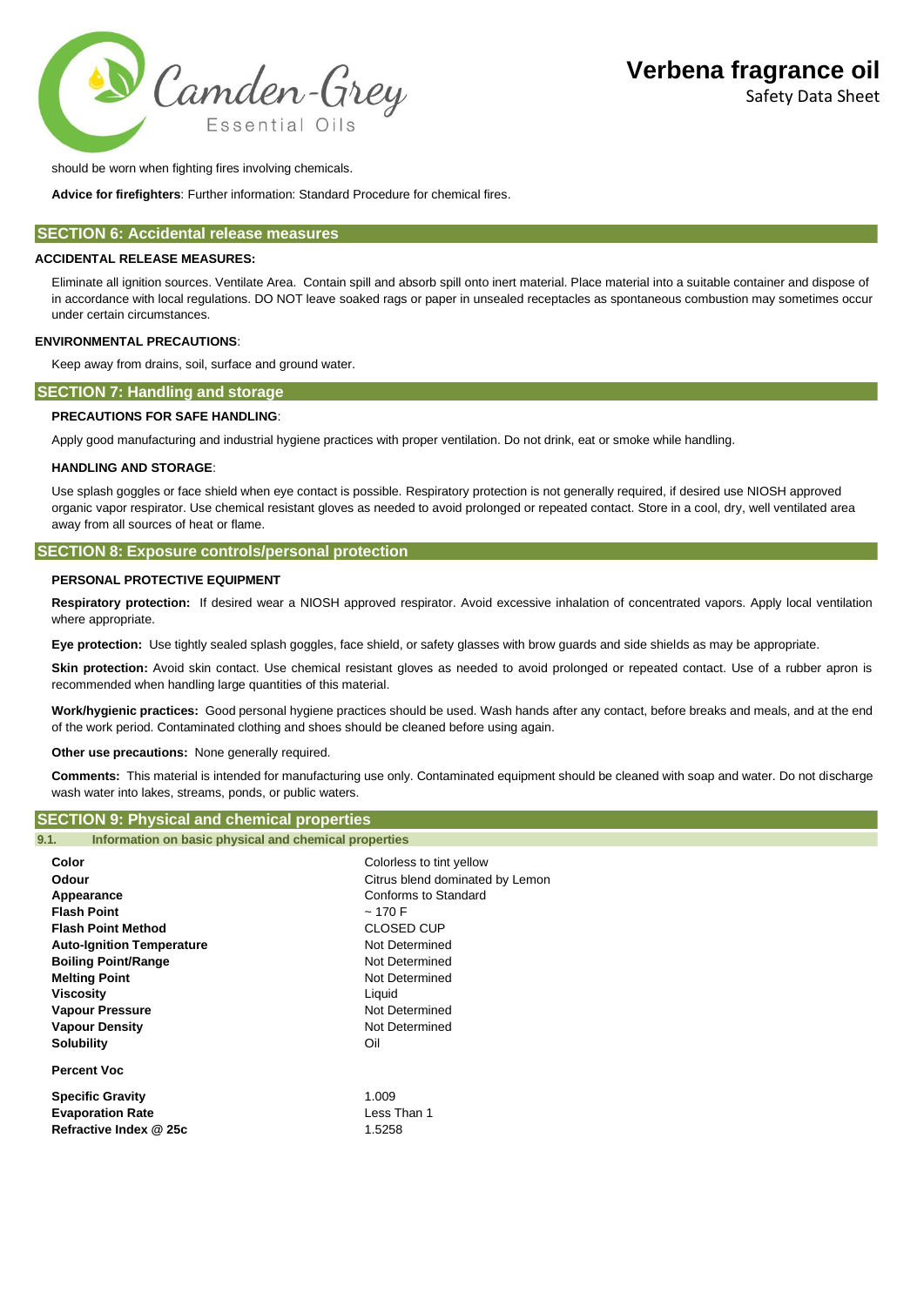should be worn when fighting fires involving chemicals.

**Advice for firefighters**: Further information: Standard Procedure for chemical fires.

## SECTION 6: Accidental release measures

**ACCIDENTAL RELEASE MEASURES:**

Eliminate all ignition sources. Ventilate Area. Contain spill and absorb spill onto inert material. Place material into a suitable container and dispose of in accordance with local regulations. DO NOT leave soaked rags or paper in unsealed receptacles as spontaneous combustion may sometimes occur under certain circumstances.

**ENVIRONMENTAL PRECAUTIONS**:

Keep away from drains, soil, surface and ground water.

## SECTION 7: Handling and storage

**PRECAUTIONS FOR SAFE HANDLING**:

Apply good manufacturing and industrial hygiene practices with proper ventilation. Do not drink, eat or smoke while handling.

**HANDLING AND STORAGE**:

Use splash goggles or face shield when eye contact is possible. Respiratory protection is not generally required, if desired use NIOSH approved organic vapor respirator. Use chemical resistant gloves as needed to avoid prolonged or repeated contact. Store in a cool, dry, well ventilated area away from all sources of heat or flame.

## SECTION 8: Exposure controls/personal protection

**PERSONAL PROTECTIVE EQUIPMENT**

**Respiratory protection:** If desired wear a NIOSH approved respirator. Avoid excessive inhalation of concentrated vapors. Apply local ventilation where appropriate.

**Eye protection:** Use tightly sealed splash goggles, face shield, or safety glasses with brow guards and side shields as may be appropriate.

**Skin protection:** Avoid skin contact. Use chemical resistant gloves as needed to avoid prolonged or repeated contact. Use of a rubber apron is recommended when handling large quantities of this material.

**Work/hygienic practices:** Good personal hygiene practices should be used. Wash hands after any contact, before breaks and meals, and at the end of the work period. Contaminated clothing and shoes should be cleaned before using again.

**Other use precautions:** None generally required.

**Comments:** This material is intended for manufacturing use only. Contaminated equipment should be cleaned with soap and water. Do not discharge wash water into lakes, streams, ponds, or public waters.

## SECTION 9: Physical and chemical properties

### 9.1. Information on basic physical and chemical properties

| | |
|---|---|
| **Color** | Colorless to tint yellow |
| **Odour** | Citrus blend dominated by Lemon |
| **Appearance** | Conforms to Standard |
| **Flash Point** | ~ 170 F |
| **Flash Point Method** | CLOSED CUP |
| **Auto-Ignition Temperature** | Not Determined |
| **Boiling Point/Range** | Not Determined |
| **Melting Point** | Not Determined |
| **Viscosity** | Liquid |
| **Vapour Pressure** | Not Determined |
| **Vapour Density** | Not Determined |
| **Solubility** | Oil |
| **Percent Voc** | |
| **Specific Gravity** | 1.009 |
| **Evaporation Rate** | Less Than 1 |
| **Refractive Index @ 25c** | 1.5258 |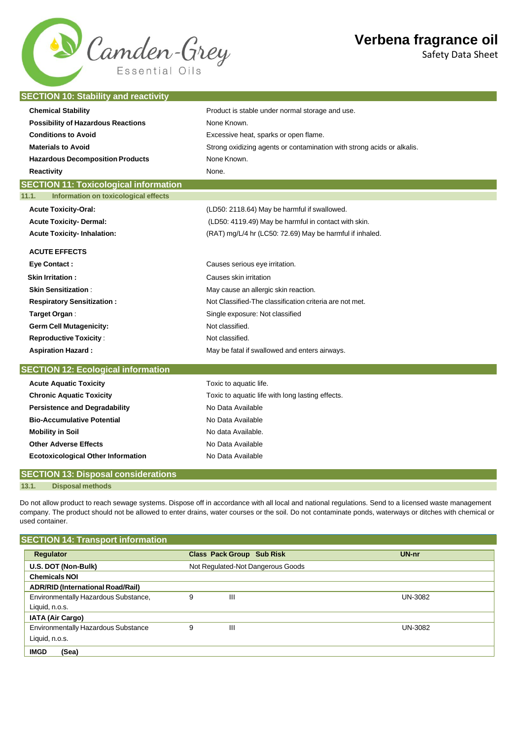# Verbena fragrance oil

Safety Data Sheet

## SECTION 10: Stability and reactivity

| | |
|---|---|
| **Chemical Stability** | Product is stable under normal storage and use. |
| **Possibility of Hazardous Reactions** | None Known. |
| **Conditions to Avoid** | Excessive heat, sparks or open flame. |
| **Materials to Avoid** | Strong oxidizing agents or contamination with strong acids or alkalis. |
| **Hazardous Decomposition Products** | None Known. |
| **Reactivity** | None. |

## SECTION 11: Toxicological information

### 11.1. Information on toxicological effects

| | |
|---|---|
| **Acute Toxicity-Oral:** | (LD50: 2118.64) May be harmful if swallowed. |
| **Acute Toxicity- Dermal:** | (LD50: 4119.49) May be harmful in contact with skin. |
| **Acute Toxicity- Inhalation:** | (RAT) mg/L/4 hr (LC50: 72.69) May be harmful if inhaled. |

**ACUTE EFFECTS**

| | |
|---|---|
| **Eye Contact :** | Causes serious eye irritation. |
| **Skin Irritation :** | Causes skin irritation |
| **Skin Sensitization** : | May cause an allergic skin reaction. |
| **Respiratory Sensitization :** | Not Classified-The classification criteria are not met. |
| **Target Organ** : | Single exposure: Not classified |
| **Germ Cell Mutagenicity:** | Not classified. |
| **Reproductive Toxicity** : | Not classified. |
| **Aspiration Hazard :** | May be fatal if swallowed and enters airways. |

## SECTION 12: Ecological information

| | |
|---|---|
| **Acute Aquatic Toxicity** | Toxic to aquatic life. |
| **Chronic Aquatic Toxicity** | Toxic to aquatic life with long lasting effects. |
| **Persistence and Degradability** | No Data Available |
| **Bio-Accumulative Potential** | No Data Available |
| **Mobility in Soil** | No data Available. |
| **Other Adverse Effects** | No Data Available |
| **Ecotoxicological Other Information** | No Data Available |

## SECTION 13: Disposal considerations

### 13.1. Disposal methods

Do not allow product to reach sewage systems. Dispose off in accordance with all local and national regulations. Send to a licensed waste management company. The product should not be allowed to enter drains, water courses or the soil. Do not contaminate ponds, waterways or ditches with chemical or used container.

## SECTION 14: Transport information

| Regulator | Class | Pack Group | Sub Risk | UN-nr |
|---|---|---|---|---|
| **U.S. DOT (Non-Bulk)** | Not Regulated-Not Dangerous Goods | | | |
| **Chemicals NOI** | | | | |
| **ADR/RID (International Road/Rail)** | | | | |
| Environmentally Hazardous Substance, Liquid, n.o.s. | 9 | III | | UN-3082 |
| **IATA (Air Cargo)** | | | | |
| Environmentally Hazardous Substance Liquid, n.o.s. | 9 | III | | UN-3082 |
| **IMGD (Sea)** | | | | |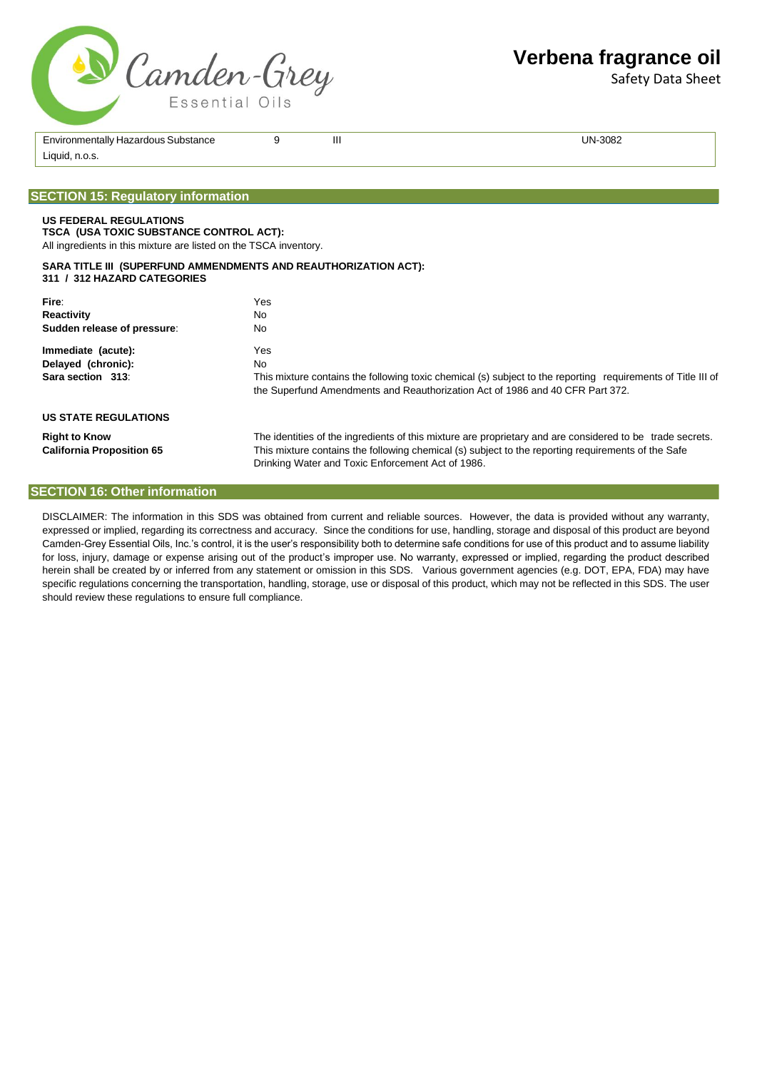| | | | |
|---|---|---|---|
| Environmentally Hazardous Substance Liquid, n.o.s. | 9 | III | UN-3082 |

## SECTION 15: Regulatory information

**US FEDERAL REGULATIONS**
**TSCA (USA TOXIC SUBSTANCE CONTROL ACT):**
All ingredients in this mixture are listed on the TSCA inventory.

**SARA TITLE III (SUPERFUND AMMENDMENTS AND REAUTHORIZATION ACT):**
**311 / 312 HAZARD CATEGORIES**

| | |
|---|---|
| **Fire**: | Yes |
| **Reactivity** | No |
| **Sudden release of pressure**: | No |
| **Immediate (acute):** | Yes |
| **Delayed (chronic):** | No |
| **Sara section 313**: | This mixture contains the following toxic chemical (s) subject to the reporting requirements of Title III of the Superfund Amendments and Reauthorization Act of 1986 and 40 CFR Part 372. |

**US STATE REGULATIONS**

| | |
|---|---|
| **Right to Know** | The identities of the ingredients of this mixture are proprietary and are considered to be trade secrets. |
| **California Proposition 65** | This mixture contains the following chemical (s) subject to the reporting requirements of the Safe Drinking Water and Toxic Enforcement Act of 1986. |

## SECTION 16: Other information

DISCLAIMER: The information in this SDS was obtained from current and reliable sources. However, the data is provided without any warranty, expressed or implied, regarding its correctness and accuracy. Since the conditions for use, handling, storage and disposal of this product are beyond Camden-Grey Essential Oils, Inc.'s control, it is the user's responsibility both to determine safe conditions for use of this product and to assume liability for loss, injury, damage or expense arising out of the product's improper use. No warranty, expressed or implied, regarding the product described herein shall be created by or inferred from any statement or omission in this SDS. Various government agencies (e.g. DOT, EPA, FDA) may have specific regulations concerning the transportation, handling, storage, use or disposal of this product, which may not be reflected in this SDS. The user should review these regulations to ensure full compliance.